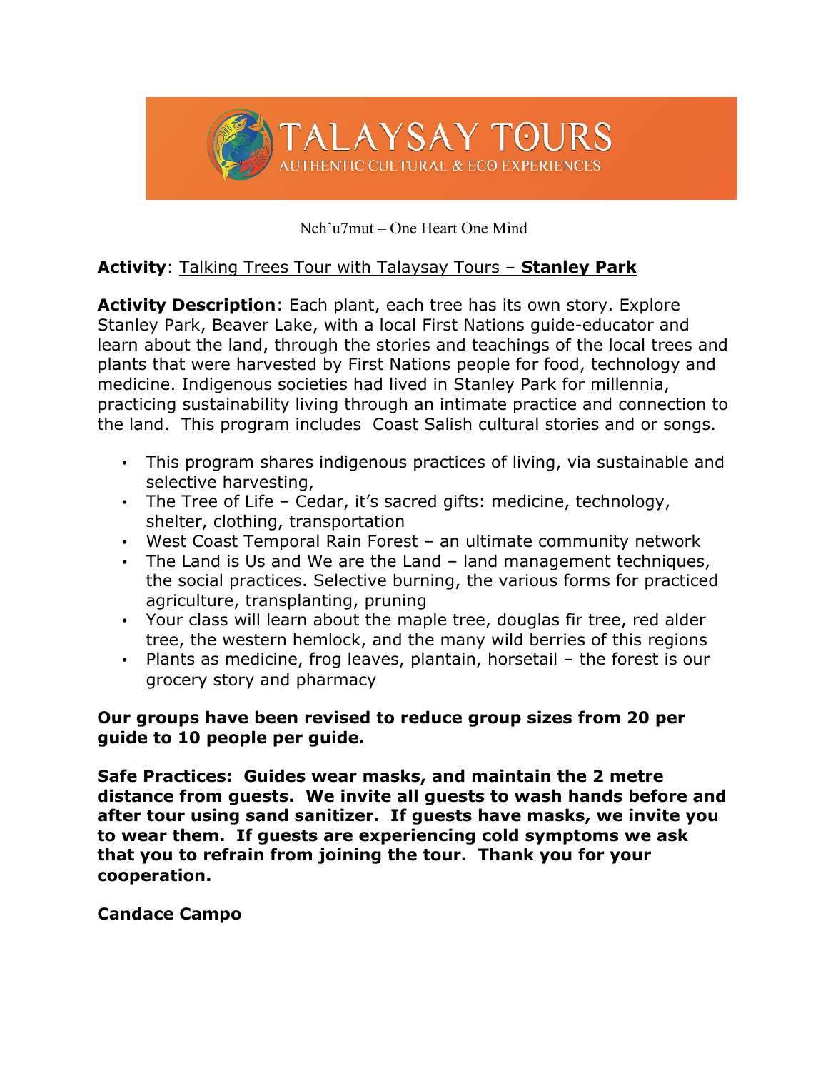TALAYSAY TOURS

AUTHENTIC CULTURAL & ECO EXPERIENCES

Nch'u7mut – One Heart One Mind

**Activity**: Talking Trees Tour with Talaysay Tours – **Stanley Park**

**Activity Description**: Each plant, each tree has its own story. Explore Stanley Park, Beaver Lake, with a local First Nations guide-educator and learn about the land, through the stories and teachings of the local trees and plants that were harvested by First Nations people for food, technology and medicine. Indigenous societies had lived in Stanley Park for millennia, practicing sustainability living through an intimate practice and connection to the land. This program includes Coast Salish cultural stories and or songs.

- This program shares indigenous practices of living, via sustainable and selective harvesting,
- The Tree of Life – Cedar, it's sacred gifts: medicine, technology, shelter, clothing, transportation
- West Coast Temporal Rain Forest – an ultimate community network
- The Land is Us and We are the Land – land management techniques, the social practices. Selective burning, the various forms for practiced agriculture, transplanting, pruning
- Your class will learn about the maple tree, douglas fir tree, red alder tree, the western hemlock, and the many wild berries of this regions
- Plants as medicine, frog leaves, plantain, horsetail – the forest is our grocery story and pharmacy

**Our groups have been revised to reduce group sizes from 20 per guide to 10 people per guide.**

**Safe Practices: Guides wear masks, and maintain the 2 metre distance from guests. We invite all guests to wash hands before and after tour using sand sanitizer. If guests have masks, we invite you to wear them. If guests are experiencing cold symptoms we ask that you to refrain from joining the tour. Thank you for your cooperation.**

**Candace Campo**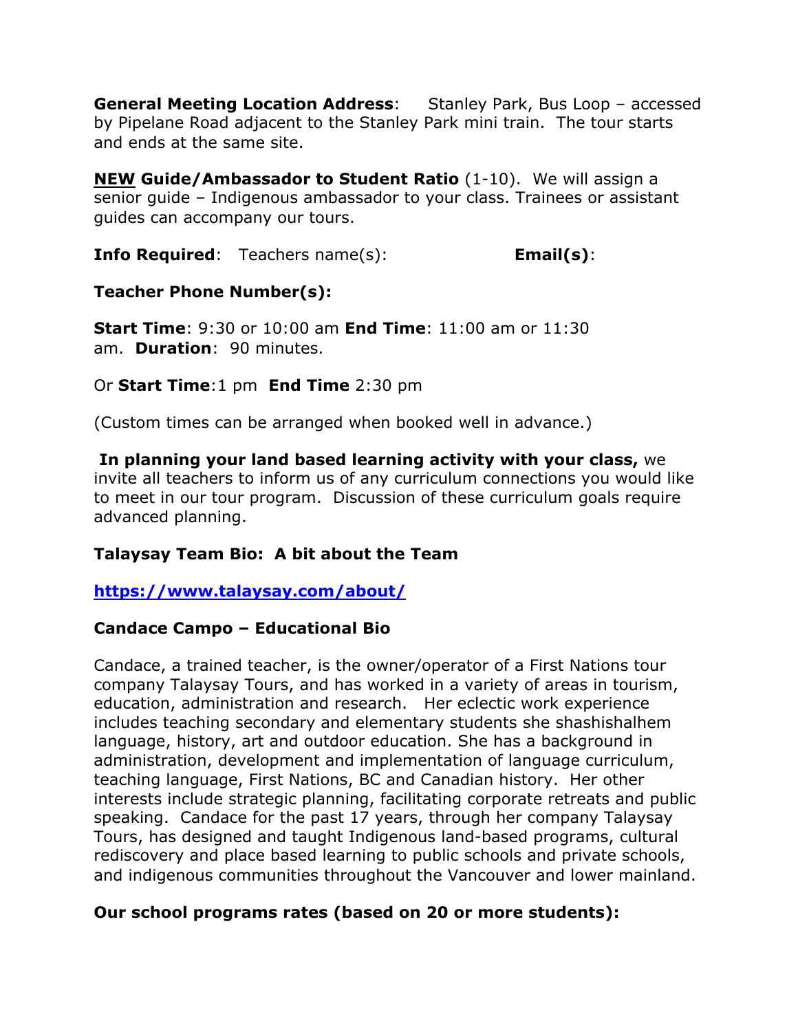**General Meeting Location Address**: Stanley Park, Bus Loop – accessed by Pipelane Road adjacent to the Stanley Park mini train. The tour starts and ends at the same site.

**NEW Guide/Ambassador to Student Ratio** (1-10). We will assign a senior guide – Indigenous ambassador to your class. Trainees or assistant guides can accompany our tours.

**Info Required**: Teachers name(s): **Email(s)**:

**Teacher Phone Number(s):**

**Start Time**: 9:30 or 10:00 am **End Time**: 11:00 am or 11:30 am. **Duration**: 90 minutes.

Or **Start Time**:1 pm **End Time** 2:30 pm

(Custom times can be arranged when booked well in advance.)

**In planning your land based learning activity with your class,** we invite all teachers to inform us of any curriculum connections you would like to meet in our tour program. Discussion of these curriculum goals require advanced planning.

**Talaysay Team Bio: A bit about the Team**

**https://www.talaysay.com/about/**

**Candace Campo – Educational Bio**

Candace, a trained teacher, is the owner/operator of a First Nations tour company Talaysay Tours, and has worked in a variety of areas in tourism, education, administration and research. Her eclectic work experience includes teaching secondary and elementary students she shashishalhem language, history, art and outdoor education. She has a background in administration, development and implementation of language curriculum, teaching language, First Nations, BC and Canadian history. Her other interests include strategic planning, facilitating corporate retreats and public speaking. Candace for the past 17 years, through her company Talaysay Tours, has designed and taught Indigenous land-based programs, cultural rediscovery and place based learning to public schools and private schools, and indigenous communities throughout the Vancouver and lower mainland.

**Our school programs rates (based on 20 or more students):**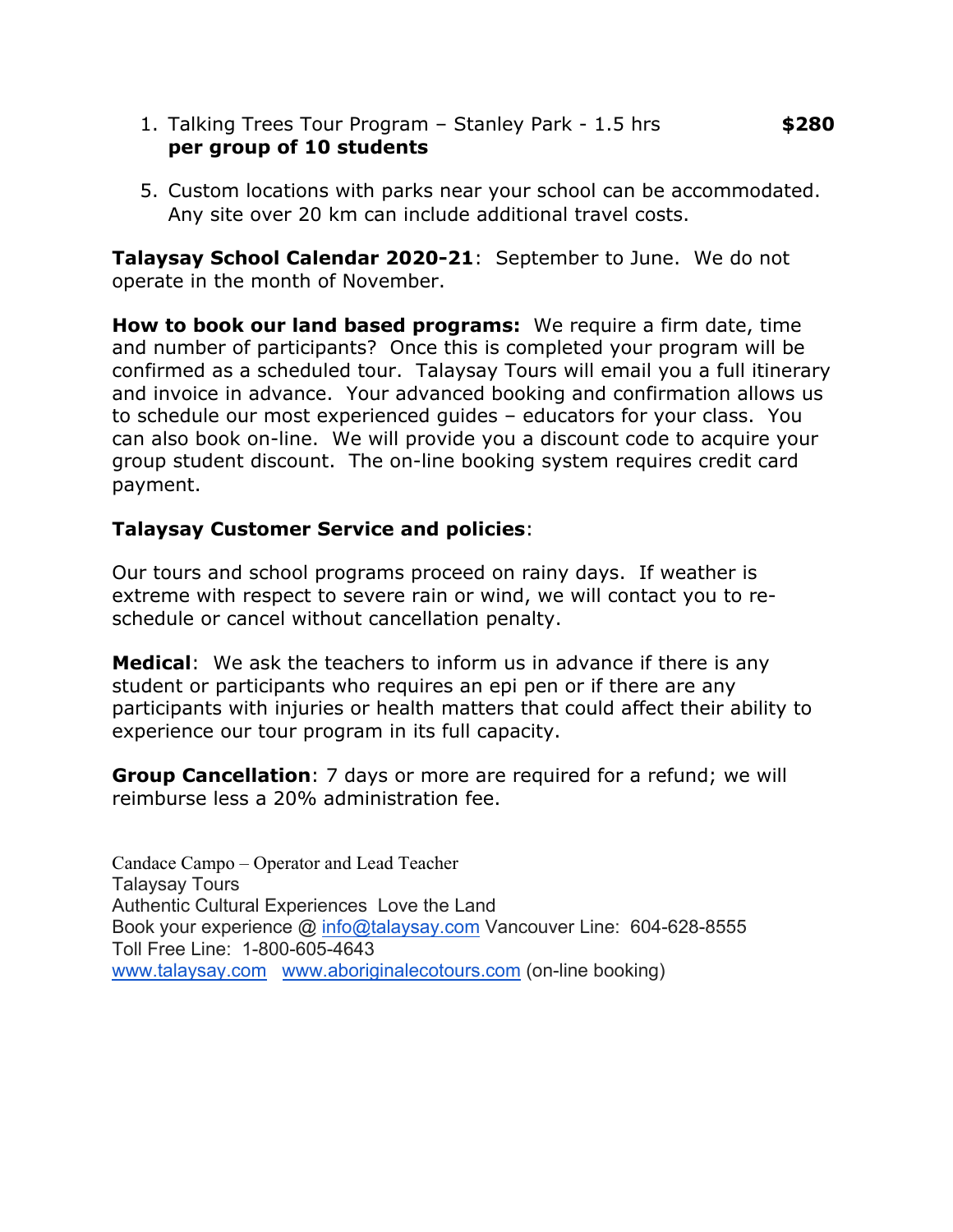1. Talking Trees Tour Program – Stanley Park - 1.5 hrs **$280 per group of 10 students**

5. Custom locations with parks near your school can be accommodated. Any site over 20 km can include additional travel costs.

**Talaysay School Calendar 2020-21**: September to June. We do not operate in the month of November.

**How to book our land based programs:** We require a firm date, time and number of participants? Once this is completed your program will be confirmed as a scheduled tour. Talaysay Tours will email you a full itinerary and invoice in advance. Your advanced booking and confirmation allows us to schedule our most experienced guides – educators for your class. You can also book on-line. We will provide you a discount code to acquire your group student discount. The on-line booking system requires credit card payment.

**Talaysay Customer Service and policies**:

Our tours and school programs proceed on rainy days. If weather is extreme with respect to severe rain or wind, we will contact you to re-schedule or cancel without cancellation penalty.

**Medical**: We ask the teachers to inform us in advance if there is any student or participants who requires an epi pen or if there are any participants with injuries or health matters that could affect their ability to experience our tour program in its full capacity.

**Group Cancellation**: 7 days or more are required for a refund; we will reimburse less a 20% administration fee.

Candace Campo – Operator and Lead Teacher
Talaysay Tours
Authentic Cultural Experiences Love the Land
Book your experience @ info@talaysay.com Vancouver Line: 604-628-8555
Toll Free Line: 1-800-605-4643
www.talaysay.com www.aboriginalecotours.com (on-line booking)